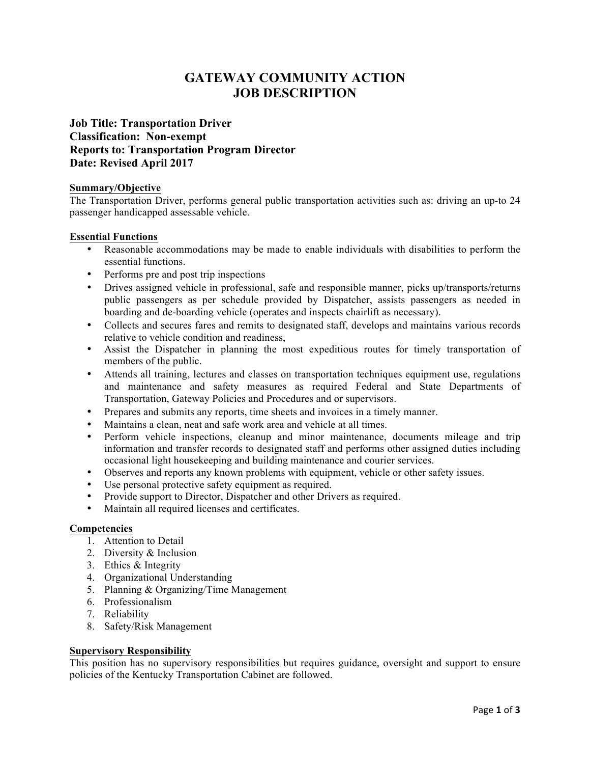# GATEWAY COMMUNITY ACTION
# JOB DESCRIPTION

**Job Title: Transportation Driver**
**Classification: Non-exempt**
**Reports to: Transportation Program Director**
**Date: Revised April 2017**

## Summary/Objective

The Transportation Driver, performs general public transportation activities such as: driving an up-to 24 passenger handicapped assessable vehicle.

## Essential Functions

- Reasonable accommodations may be made to enable individuals with disabilities to perform the essential functions.
- Performs pre and post trip inspections
- Drives assigned vehicle in professional, safe and responsible manner, picks up/transports/returns public passengers as per schedule provided by Dispatcher, assists passengers as needed in boarding and de-boarding vehicle (operates and inspects chairlift as necessary).
- Collects and secures fares and remits to designated staff, develops and maintains various records relative to vehicle condition and readiness,
- Assist the Dispatcher in planning the most expeditious routes for timely transportation of members of the public.
- Attends all training, lectures and classes on transportation techniques equipment use, regulations and maintenance and safety measures as required Federal and State Departments of Transportation, Gateway Policies and Procedures and or supervisors.
- Prepares and submits any reports, time sheets and invoices in a timely manner.
- Maintains a clean, neat and safe work area and vehicle at all times.
- Perform vehicle inspections, cleanup and minor maintenance, documents mileage and trip information and transfer records to designated staff and performs other assigned duties including occasional light housekeeping and building maintenance and courier services.
- Observes and reports any known problems with equipment, vehicle or other safety issues.
- Use personal protective safety equipment as required.
- Provide support to Director, Dispatcher and other Drivers as required.
- Maintain all required licenses and certificates.

## Competencies

1. Attention to Detail
2. Diversity & Inclusion
3. Ethics & Integrity
4. Organizational Understanding
5. Planning & Organizing/Time Management
6. Professionalism
7. Reliability
8. Safety/Risk Management

## Supervisory Responsibility

This position has no supervisory responsibilities but requires guidance, oversight and support to ensure policies of the Kentucky Transportation Cabinet are followed.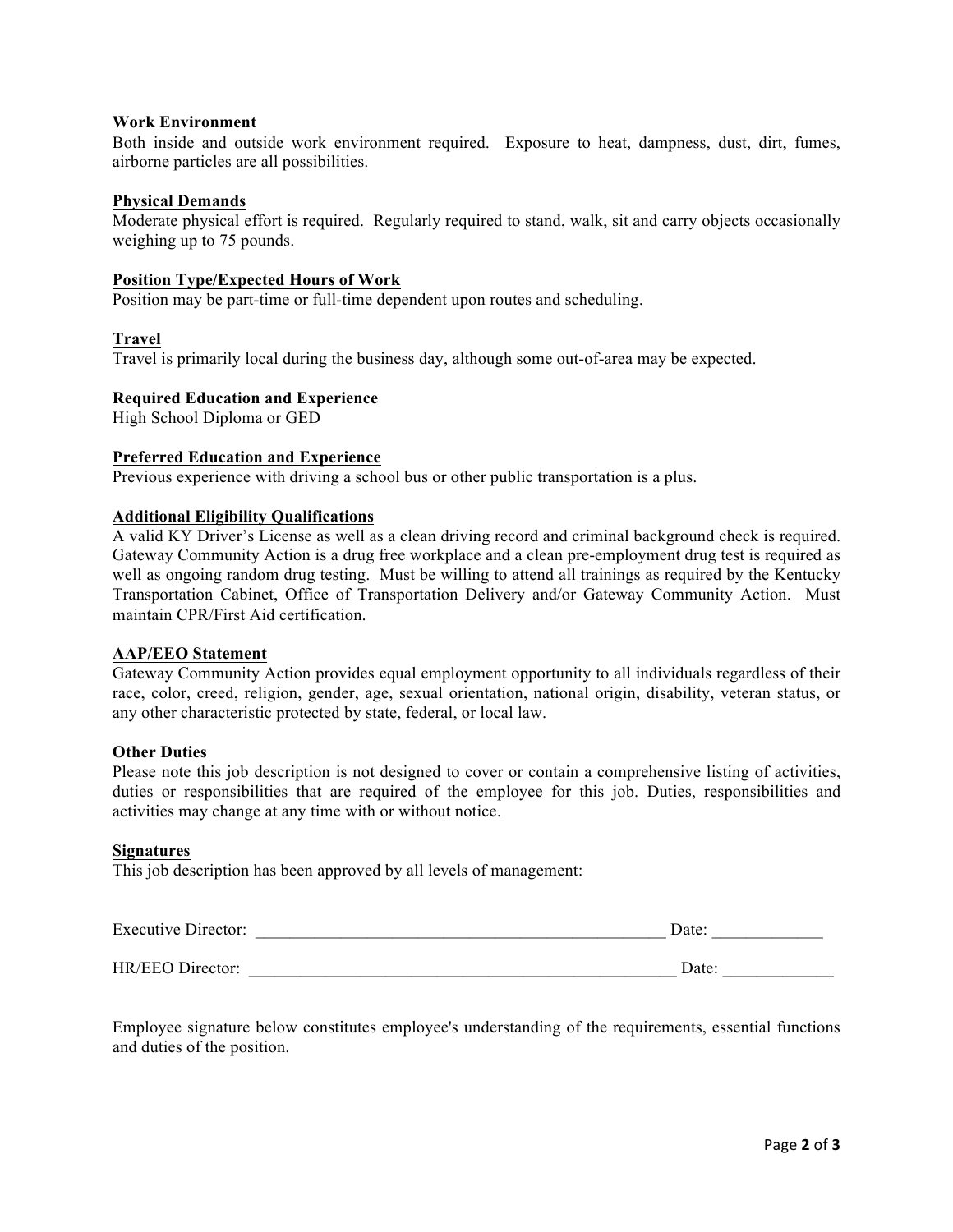**Work Environment**
Both inside and outside work environment required. Exposure to heat, dampness, dust, dirt, fumes, airborne particles are all possibilities.

**Physical Demands**
Moderate physical effort is required. Regularly required to stand, walk, sit and carry objects occasionally weighing up to 75 pounds.

**Position Type/Expected Hours of Work**
Position may be part-time or full-time dependent upon routes and scheduling.

**Travel**
Travel is primarily local during the business day, although some out-of-area may be expected.

**Required Education and Experience**
High School Diploma or GED

**Preferred Education and Experience**
Previous experience with driving a school bus or other public transportation is a plus.

**Additional Eligibility Qualifications**
A valid KY Driver's License as well as a clean driving record and criminal background check is required. Gateway Community Action is a drug free workplace and a clean pre-employment drug test is required as well as ongoing random drug testing. Must be willing to attend all trainings as required by the Kentucky Transportation Cabinet, Office of Transportation Delivery and/or Gateway Community Action. Must maintain CPR/First Aid certification.

**AAP/EEO Statement**
Gateway Community Action provides equal employment opportunity to all individuals regardless of their race, color, creed, religion, gender, age, sexual orientation, national origin, disability, veteran status, or any other characteristic protected by state, federal, or local law.

**Other Duties**
Please note this job description is not designed to cover or contain a comprehensive listing of activities, duties or responsibilities that are required of the employee for this job. Duties, responsibilities and activities may change at any time with or without notice.

**Signatures**
This job description has been approved by all levels of management:

Executive Director: __________________________________________________ Date: _____________

HR/EEO Director: ____________________________________________________ Date: _____________

Employee signature below constitutes employee's understanding of the requirements, essential functions and duties of the position.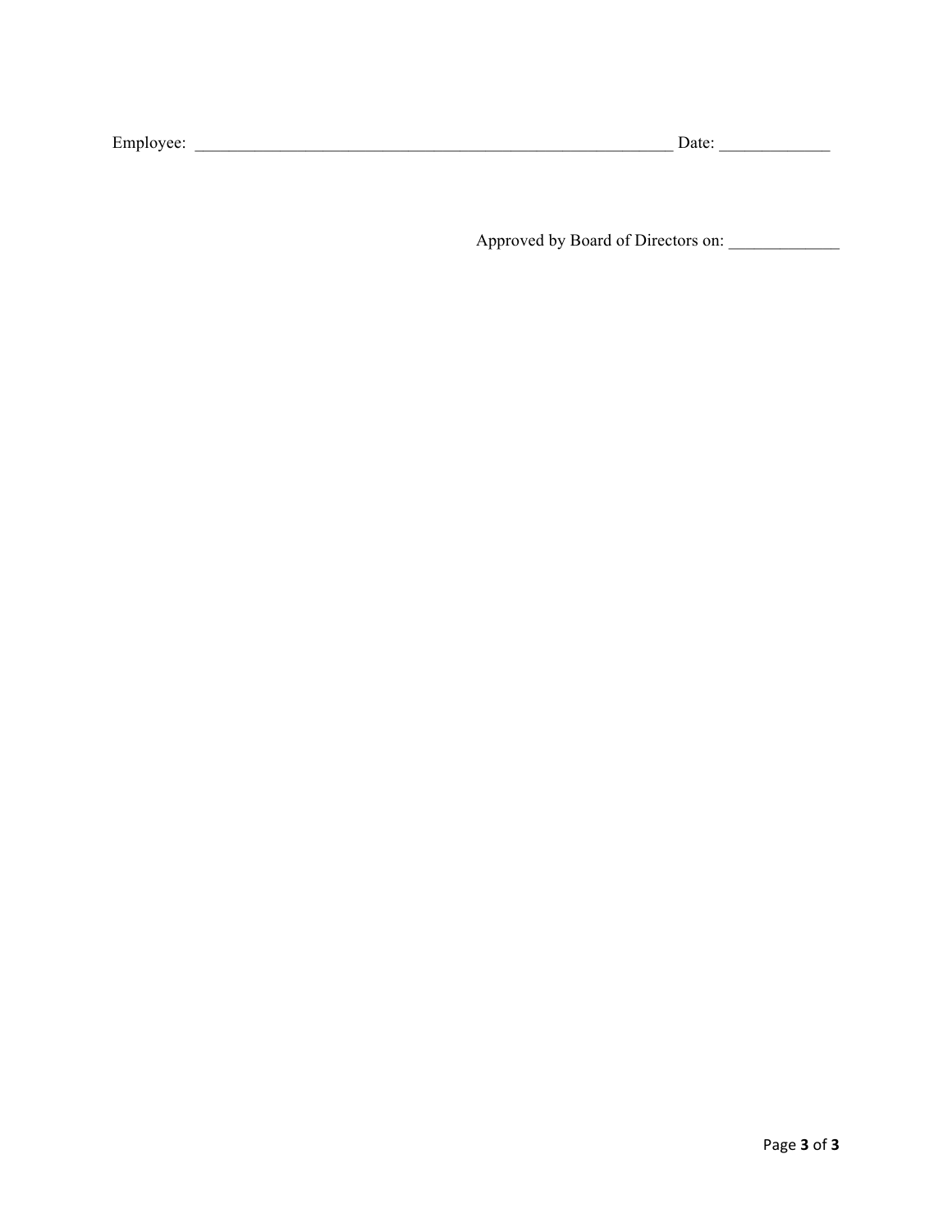Employee: ___________________________________________________________ Date: _____________

Approved by Board of Directors on: _____________